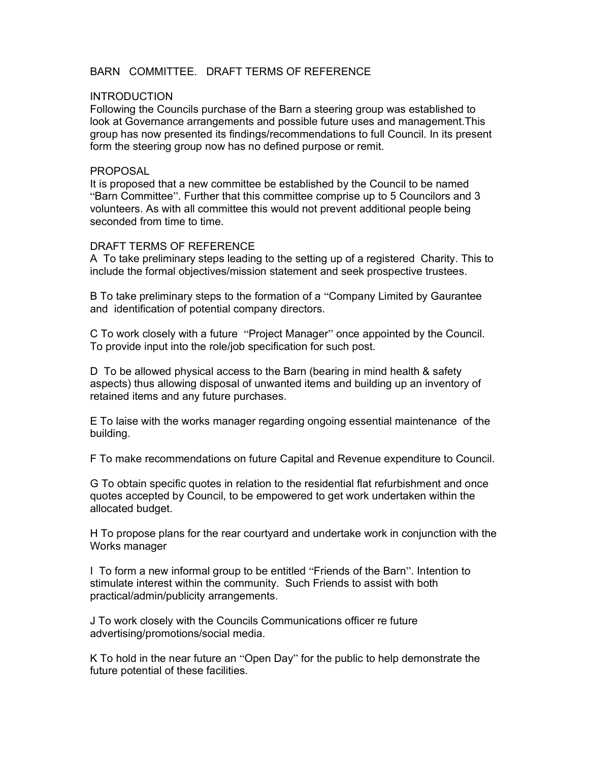# BARN COMMITTEE. DRAFT TERMS OF REFERENCE

## INTRODUCTION

Following the Councils purchase of the Barn a steering group was established to look at Governance arrangements and possible future uses and management.This group has now presented its findings/recommendations to full Council. In its present form the steering group now has no defined purpose or remit.

## PROPOSAL

It is proposed that a new committee be established by the Council to be named "Barn Committee". Further that this committee comprise up to 5 Councilors and 3 volunteers. As with all committee this would not prevent additional people being seconded from time to time.

## DRAFT TERMS OF REFERENCE

A To take preliminary steps leading to the setting up of a registered Charity. This to include the formal objectives/mission statement and seek prospective trustees.

B To take preliminary steps to the formation of a "Company Limited by Gaurantee and identification of potential company directors.

C To work closely with a future "Project Manager" once appointed by the Council. To provide input into the role/job specification for such post.

D To be allowed physical access to the Barn (bearing in mind health & safety aspects) thus allowing disposal of unwanted items and building up an inventory of retained items and any future purchases.

E To laise with the works manager regarding ongoing essential maintenance of the building.

F To make recommendations on future Capital and Revenue expenditure to Council.

G To obtain specific quotes in relation to the residential flat refurbishment and once quotes accepted by Council, to be empowered to get work undertaken within the allocated budget.

H To propose plans for the rear courtyard and undertake work in conjunction with the Works manager

I To form a new informal group to be entitled "Friends of the Barn". Intention to stimulate interest within the community. Such Friends to assist with both practical/admin/publicity arrangements.

J To work closely with the Councils Communications officer re future advertising/promotions/social media.

K To hold in the near future an "Open Day" for the public to help demonstrate the future potential of these facilities.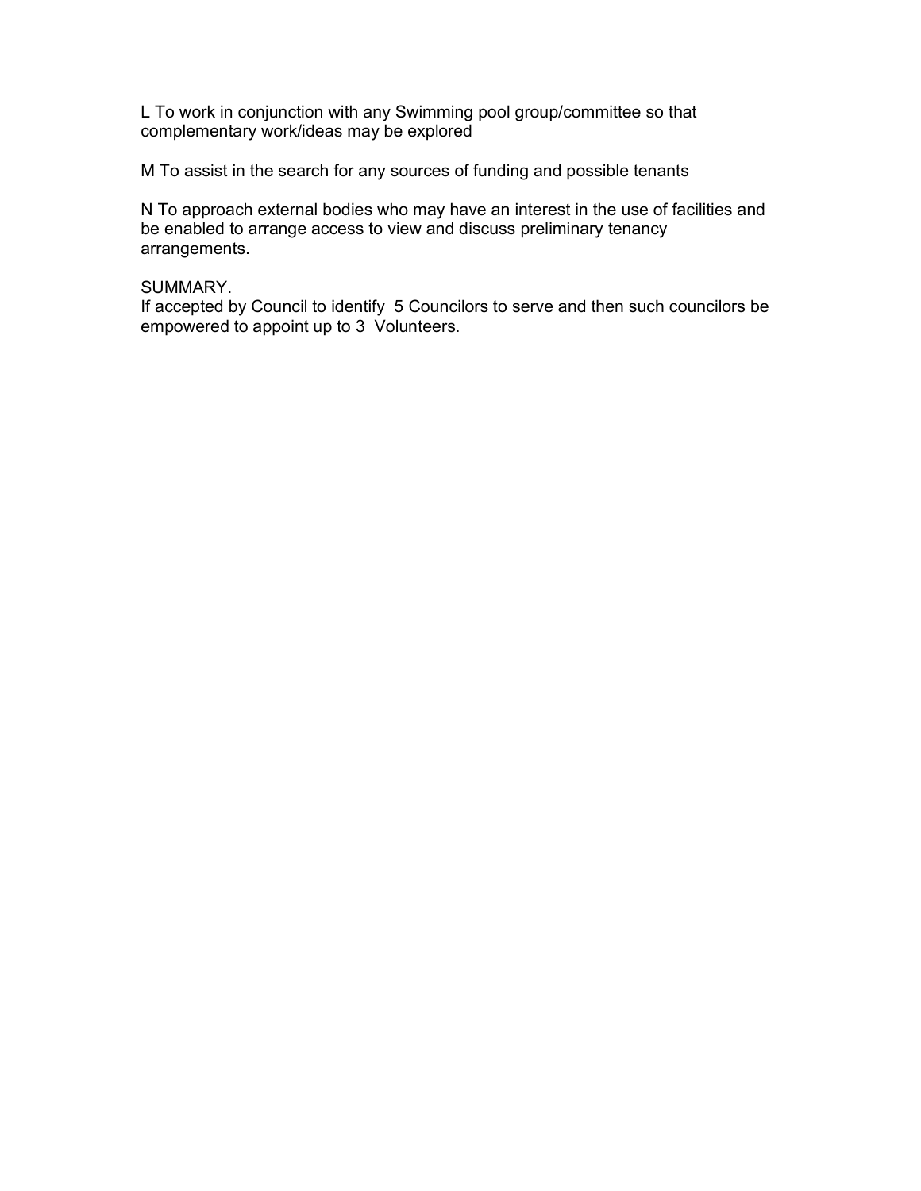L To work in conjunction with any Swimming pool group/committee so that complementary work/ideas may be explored

M To assist in the search for any sources of funding and possible tenants

N To approach external bodies who may have an interest in the use of facilities and be enabled to arrange access to view and discuss preliminary tenancy arrangements.

SUMMARY.
If accepted by Council to identify 5 Councilors to serve and then such councilors be empowered to appoint up to 3 Volunteers.